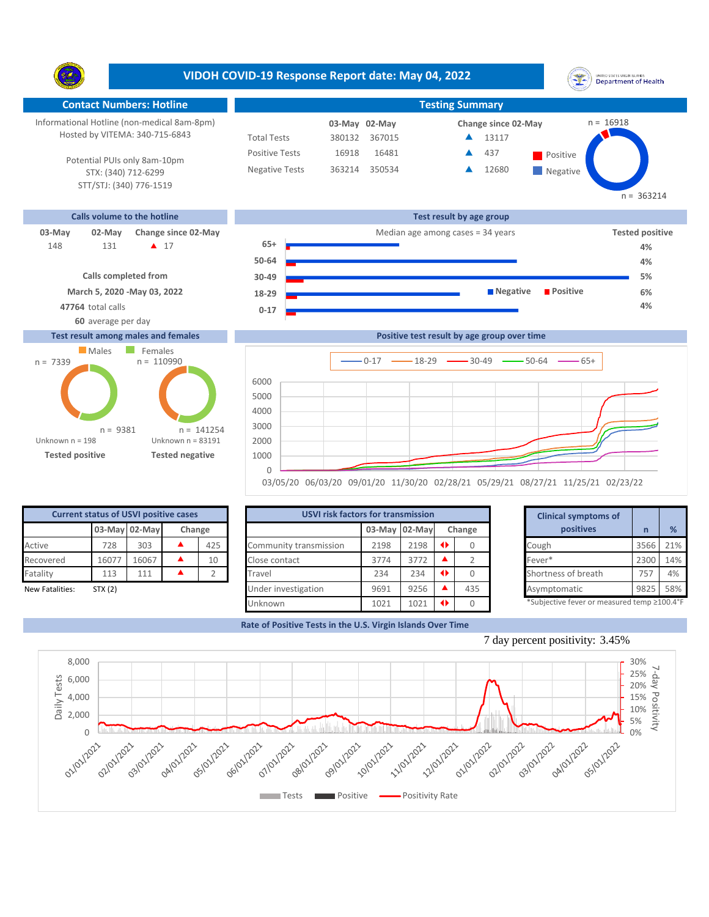# VIDOH COVID-19 Response Report date: May 04, 2022

## Contact Numbers: Hotline

Informational Hotline (non-medical 8am-8pm)
Hosted by VITEMA: 340-715-6843

Potential PUIs only 8am-10pm
STX: (340) 712-6299
STT/STJ: (340) 776-1519

## Testing Summary

| | 03-May | 02-May | Change since 02-May |
|---|---|---|---|
| Total Tests | 380132 | 367015 | ▲ 13117 |
| Positive Tests | 16918 | 16481 | ▲ 437 |
| Negative Tests | 363214 | 350534 | ▲ 12680 |

Positive n = 16918; Negative n = 363214

## Calls volume to the hotline

| 03-May | 02-May | Change since 02-May |
|---|---|---|
| 148 | 131 | ▲ 17 |

Calls completed from
March 5, 2020 -May 03, 2022
**47764** total calls
**60** average per day

## Test result by age group

Median age among cases = 34 years

| Age group | Tested positive |
|---|---|
| 65+ | 4% |
| 50-64 | 4% |
| 30-49 | 5% |
| 18-29 | 6% |
| 0-17 | 4% |

## Test result among males and females

| | Males | Females |
|---|---|---|
| Tested positive | n = 7339 | n = 9381 |
| Tested negative | n = 110990 | n = 141254 |

Tested positive: Unknown n = 198
Tested negative: Unknown n = 83191

## Positive test result by age group over time

Series: 0-17, 18-29, 30-49, 50-64, 65+ (03/05/20 – 02/23/22)

## Current status of USVI positive cases

| | 03-May | 02-May | Change |
|---|---|---|---|
| Active | 728 | 303 | ▲ 425 |
| Recovered | 16077 | 16067 | ▲ 10 |
| Fatality | 113 | 111 | ▲ 2 |

New Fatalities: STX (2)

## USVI risk factors for transmission

| | 03-May | 02-May | Change |
|---|---|---|---|
| Community transmission | 2198 | 2198 | ◆ 0 |
| Close contact | 3774 | 3772 | ▲ 2 |
| Travel | 234 | 234 | ◆ 0 |
| Under investigation | 9691 | 9256 | ▲ 435 |
| Unknown | 1021 | 1021 | ◆ 0 |

## Clinical symptoms of positives

| | n | % |
|---|---|---|
| Cough | 3566 | 21% |
| Fever* | 2300 | 14% |
| Shortness of breath | 757 | 4% |
| Asymptomatic | 9825 | 58% |

*Subjective fever or measured temp ≥100.4°F

## Rate of Positive Tests in the U.S. Virgin Islands Over Time

7 day percent positivity: 3.45%

Legend: Tests, Positive, Positivity Rate (Daily Tests; 7-day Positivity; 01/01/2021 – 05/01/2022)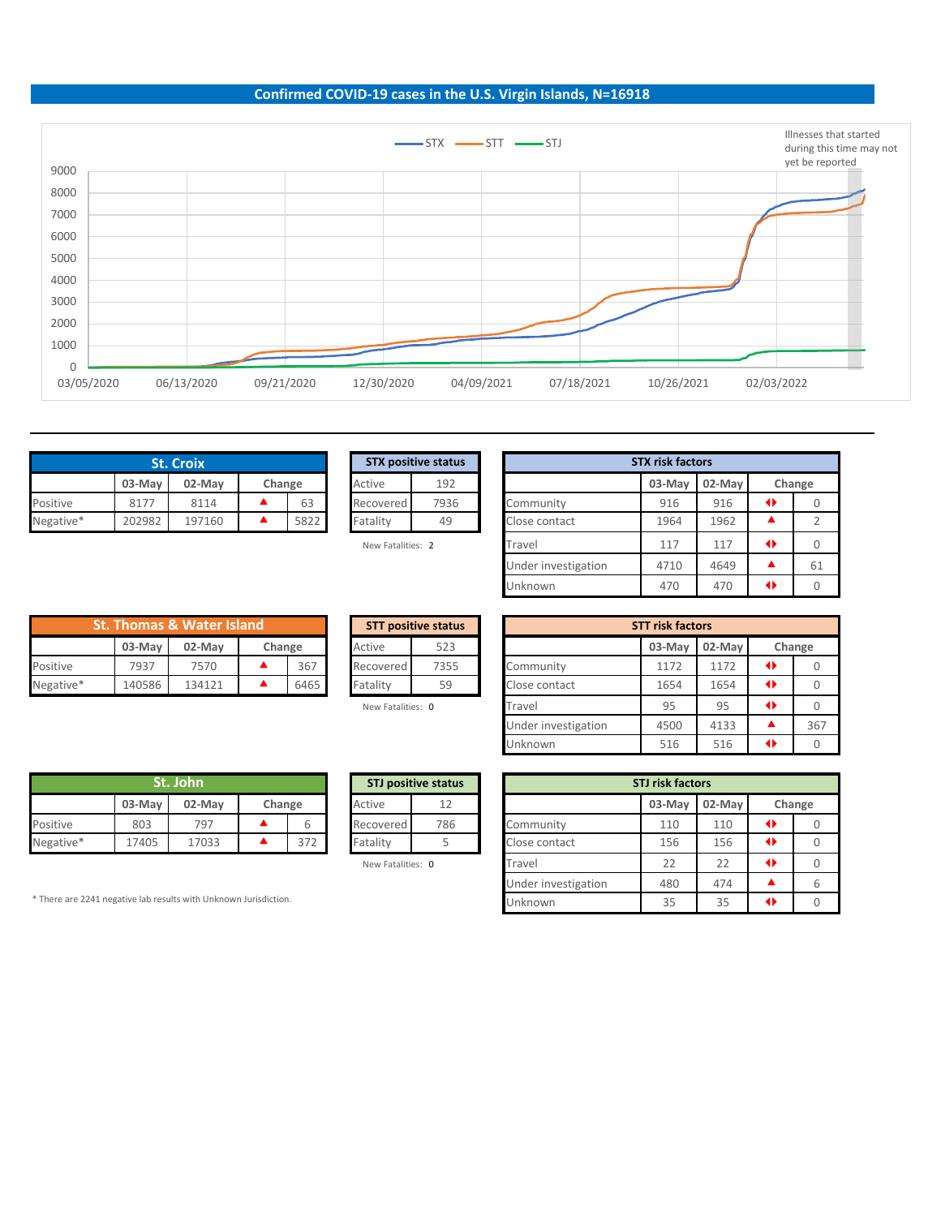## Confirmed COVID-19 cases in the U.S. Virgin Islands, N=16918

STX STT STJ

Illnesses that started during this time may not yet be reported

9000
8000
7000
6000
5000
4000
3000
2000
1000
0

03/05/2020 06/13/2020 09/21/2020 12/30/2020 04/09/2021 07/18/2021 10/26/2021 02/03/2022

| St. Croix | 03-May | 02-May | Change | |
|---|---|---|---|---|
| Positive | 8177 | 8114 | ▲ | 63 |
| Negative* | 202982 | 197160 | ▲ | 5822 |

| STX positive status | |
|---|---|
| Active | 192 |
| Recovered | 7936 |
| Fatality | 49 |

New Fatalities: 2

| STX risk factors | 03-May | 02-May | Change | |
|---|---|---|---|---|
| Community | 916 | 916 | ◆ | 0 |
| Close contact | 1964 | 1962 | ▲ | 2 |
| Travel | 117 | 117 | ◆ | 0 |
| Under investigation | 4710 | 4649 | ▲ | 61 |
| Unknown | 470 | 470 | ◆ | 0 |

| St. Thomas & Water Island | 03-May | 02-May | Change | |
|---|---|---|---|---|
| Positive | 7937 | 7570 | ▲ | 367 |
| Negative* | 140586 | 134121 | ▲ | 6465 |

| STT positive status | |
|---|---|
| Active | 523 |
| Recovered | 7355 |
| Fatality | 59 |

New Fatalities: 0

| STT risk factors | 03-May | 02-May | Change | |
|---|---|---|---|---|
| Community | 1172 | 1172 | ◆ | 0 |
| Close contact | 1654 | 1654 | ◆ | 0 |
| Travel | 95 | 95 | ◆ | 0 |
| Under investigation | 4500 | 4133 | ▲ | 367 |
| Unknown | 516 | 516 | ◆ | 0 |

| St. John | 03-May | 02-May | Change | |
|---|---|---|---|---|
| Positive | 803 | 797 | ▲ | 6 |
| Negative* | 17405 | 17033 | ▲ | 372 |

| STJ positive status | |
|---|---|
| Active | 12 |
| Recovered | 786 |
| Fatality | 5 |

New Fatalities: 0

| STJ risk factors | 03-May | 02-May | Change | |
|---|---|---|---|---|
| Community | 110 | 110 | ◆ | 0 |
| Close contact | 156 | 156 | ◆ | 0 |
| Travel | 22 | 22 | ◆ | 0 |
| Under investigation | 480 | 474 | ▲ | 6 |
| Unknown | 35 | 35 | ◆ | 0 |

* There are 2241 negative lab results with Unknown Jurisdiction.